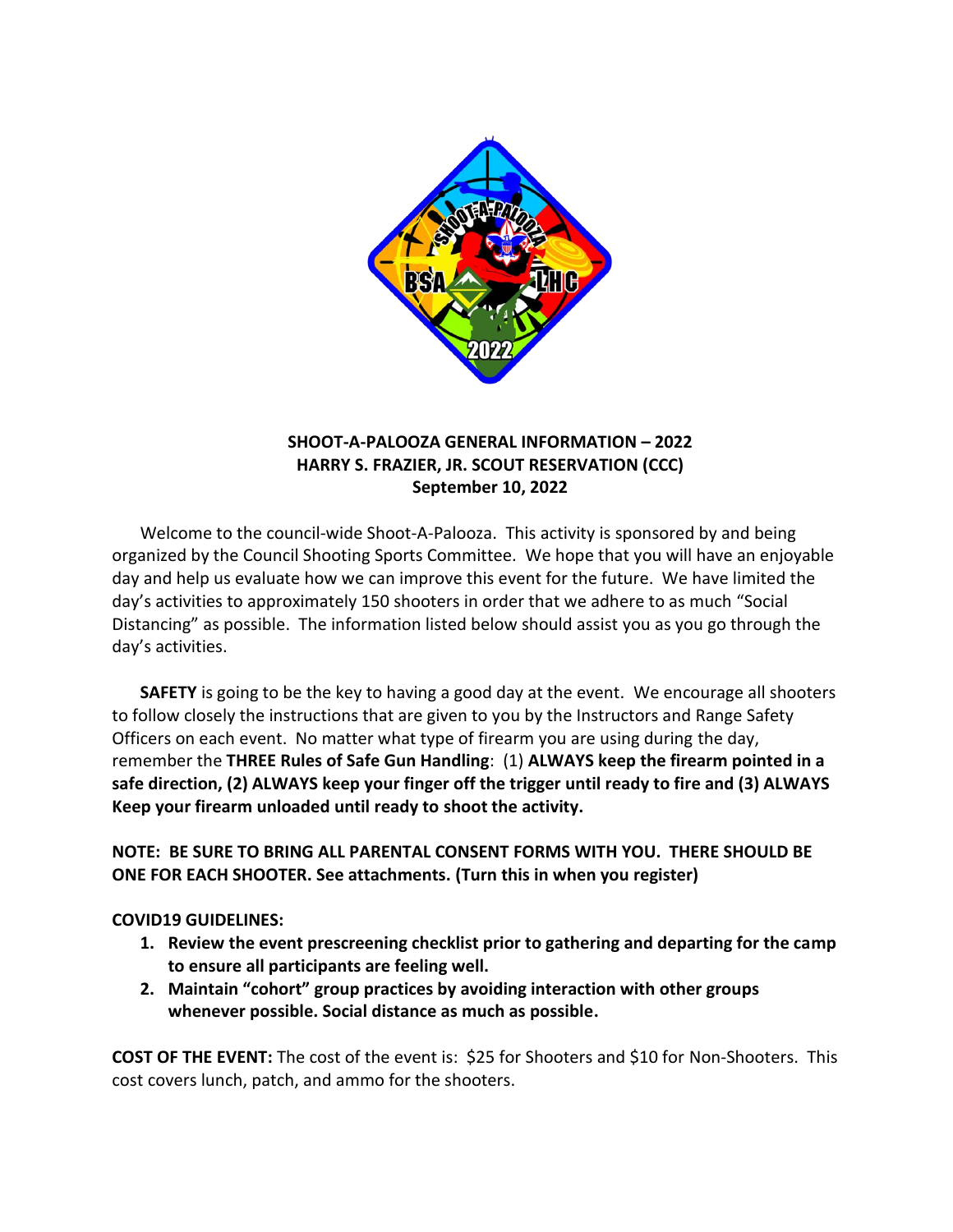**SHOOT-A-PALOOZA GENERAL INFORMATION – 2022**
**HARRY S. FRAZIER, JR. SCOUT RESERVATION (CCC)**
**September 10, 2022**

Welcome to the council-wide Shoot-A-Palooza. This activity is sponsored by and being organized by the Council Shooting Sports Committee. We hope that you will have an enjoyable day and help us evaluate how we can improve this event for the future. We have limited the day's activities to approximately 150 shooters in order that we adhere to as much "Social Distancing" as possible. The information listed below should assist you as you go through the day's activities.

**SAFETY** is going to be the key to having a good day at the event. We encourage all shooters to follow closely the instructions that are given to you by the Instructors and Range Safety Officers on each event. No matter what type of firearm you are using during the day, remember the **THREE Rules of Safe Gun Handling**: (1) **ALWAYS keep the firearm pointed in a safe direction, (2) ALWAYS keep your finger off the trigger until ready to fire and (3) ALWAYS Keep your firearm unloaded until ready to shoot the activity.**

**NOTE: BE SURE TO BRING ALL PARENTAL CONSENT FORMS WITH YOU. THERE SHOULD BE ONE FOR EACH SHOOTER. See attachments. (Turn this in when you register)**

**COVID19 GUIDELINES:**

1. **Review the event prescreening checklist prior to gathering and departing for the camp to ensure all participants are feeling well.**
2. **Maintain "cohort" group practices by avoiding interaction with other groups whenever possible. Social distance as much as possible.**

**COST OF THE EVENT:** The cost of the event is: $25 for Shooters and $10 for Non-Shooters. This cost covers lunch, patch, and ammo for the shooters.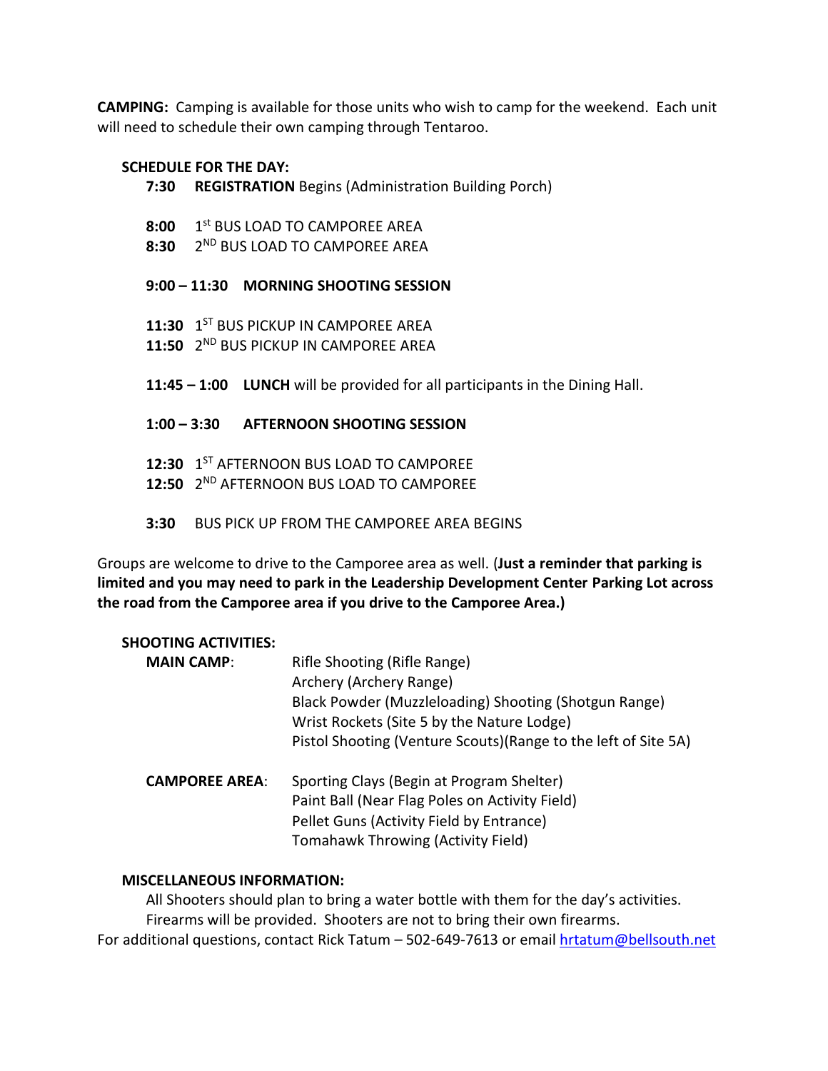**CAMPING:** Camping is available for those units who wish to camp for the weekend. Each unit will need to schedule their own camping through Tentaroo.

**SCHEDULE FOR THE DAY:**

**7:30** **REGISTRATION** Begins (Administration Building Porch)

**8:00** 1st BUS LOAD TO CAMPOREE AREA
**8:30** 2ND BUS LOAD TO CAMPOREE AREA

**9:00 – 11:30** **MORNING SHOOTING SESSION**

**11:30** 1ST BUS PICKUP IN CAMPOREE AREA
**11:50** 2ND BUS PICKUP IN CAMPOREE AREA

**11:45 – 1:00** **LUNCH** will be provided for all participants in the Dining Hall.

**1:00 – 3:30** **AFTERNOON SHOOTING SESSION**

**12:30** 1ST AFTERNOON BUS LOAD TO CAMPOREE
**12:50** 2ND AFTERNOON BUS LOAD TO CAMPOREE

**3:30** BUS PICK UP FROM THE CAMPOREE AREA BEGINS

Groups are welcome to drive to the Camporee area as well. (**Just a reminder that parking is limited and you may need to park in the Leadership Development Center Parking Lot across the road from the Camporee area if you drive to the Camporee Area.)**

**SHOOTING ACTIVITIES:**

**MAIN CAMP**:
- Rifle Shooting (Rifle Range)
- Archery (Archery Range)
- Black Powder (Muzzleloading) Shooting (Shotgun Range)
- Wrist Rockets (Site 5 by the Nature Lodge)
- Pistol Shooting (Venture Scouts)(Range to the left of Site 5A)

**CAMPOREE AREA**:
- Sporting Clays (Begin at Program Shelter)
- Paint Ball (Near Flag Poles on Activity Field)
- Pellet Guns (Activity Field by Entrance)
- Tomahawk Throwing (Activity Field)

**MISCELLANEOUS INFORMATION:**

All Shooters should plan to bring a water bottle with them for the day's activities.
Firearms will be provided. Shooters are not to bring their own firearms.

For additional questions, contact Rick Tatum – 502-649-7613 or email hrtatum@bellsouth.net